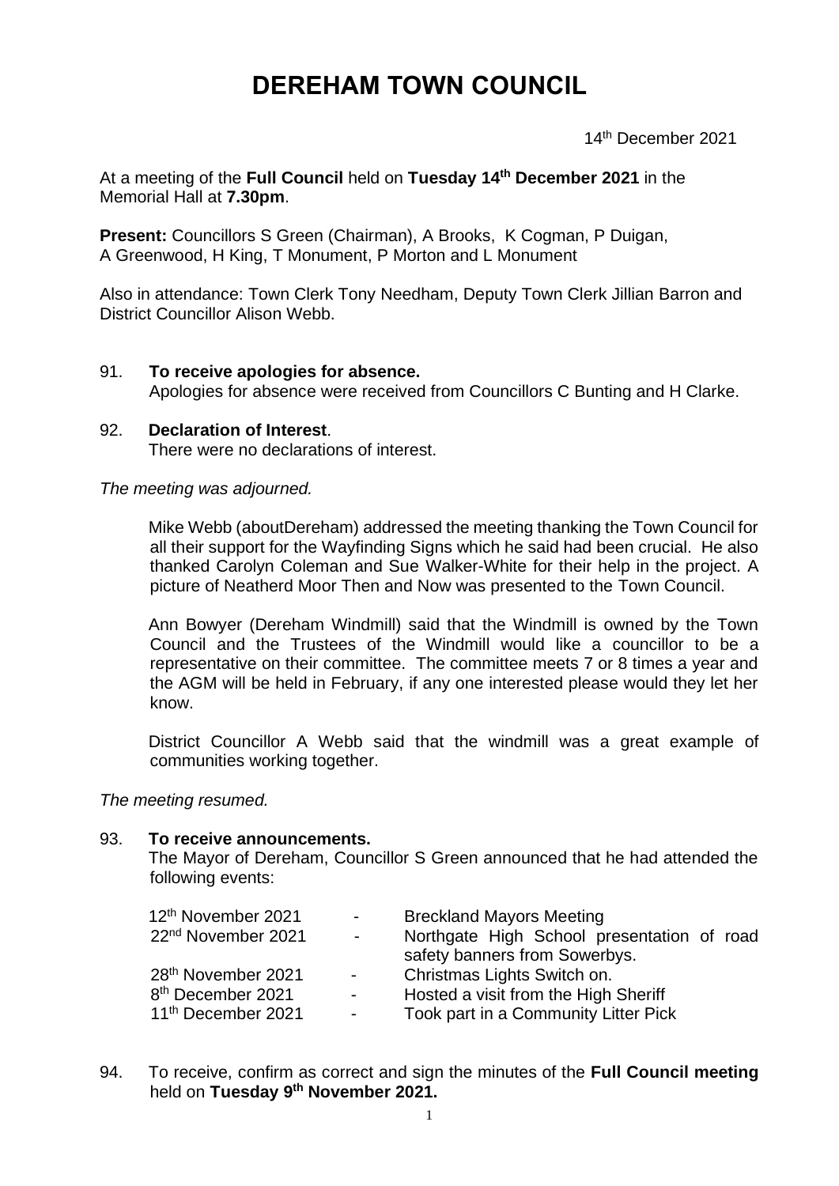# DEREHAM TOWN COUNCIL

14th December 2021

At a meeting of the **Full Council** held on **Tuesday 14th December 2021** in the Memorial Hall at **7.30pm**.

**Present:** Councillors S Green (Chairman), A Brooks, K Cogman, P Duigan, A Greenwood, H King, T Monument, P Morton and L Monument

Also in attendance: Town Clerk Tony Needham, Deputy Town Clerk Jillian Barron and District Councillor Alison Webb.

91. **To receive apologies for absence.**
    Apologies for absence were received from Councillors C Bunting and H Clarke.

92. **Declaration of Interest**.
    There were no declarations of interest.

*The meeting was adjourned.*

Mike Webb (aboutDereham) addressed the meeting thanking the Town Council for all their support for the Wayfinding Signs which he said had been crucial. He also thanked Carolyn Coleman and Sue Walker-White for their help in the project. A picture of Neatherd Moor Then and Now was presented to the Town Council.

Ann Bowyer (Dereham Windmill) said that the Windmill is owned by the Town Council and the Trustees of the Windmill would like a councillor to be a representative on their committee. The committee meets 7 or 8 times a year and the AGM will be held in February, if any one interested please would they let her know.

District Councillor A Webb said that the windmill was a great example of communities working together.

*The meeting resumed.*

93. **To receive announcements.**
    The Mayor of Dereham, Councillor S Green announced that he had attended the following events:

| | | |
|---|---|---|
| 12th November 2021 | - | Breckland Mayors Meeting |
| 22nd November 2021 | - | Northgate High School presentation of road safety banners from Sowerbys. |
| 28th November 2021 | - | Christmas Lights Switch on. |
| 8th December 2021 | - | Hosted a visit from the High Sheriff |
| 11th December 2021 | - | Took part in a Community Litter Pick |

94. To receive, confirm as correct and sign the minutes of the **Full Council meeting** held on **Tuesday 9th November 2021.**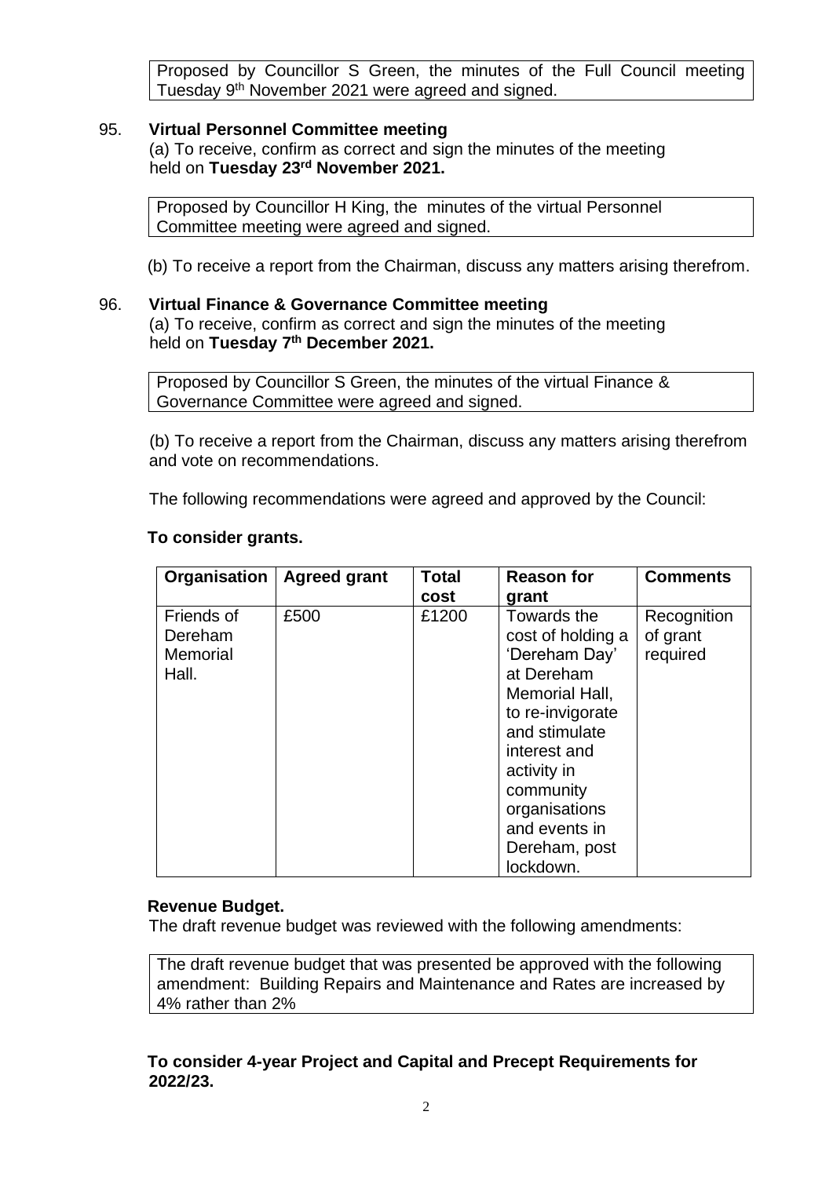Proposed by Councillor S Green, the minutes of the Full Council meeting Tuesday 9th November 2021 were agreed and signed.

95. **Virtual Personnel Committee meeting**
(a) To receive, confirm as correct and sign the minutes of the meeting held on **Tuesday 23rd November 2021.**

Proposed by Councillor H King, the minutes of the virtual Personnel Committee meeting were agreed and signed.

(b) To receive a report from the Chairman, discuss any matters arising therefrom.

96. **Virtual Finance & Governance Committee meeting**
(a) To receive, confirm as correct and sign the minutes of the meeting held on **Tuesday 7th December 2021.**

Proposed by Councillor S Green, the minutes of the virtual Finance & Governance Committee were agreed and signed.

(b) To receive a report from the Chairman, discuss any matters arising therefrom and vote on recommendations.

The following recommendations were agreed and approved by the Council:

**To consider grants.**

| Organisation | Agreed grant | Total cost | Reason for grant | Comments |
|---|---|---|---|---|
| Friends of Dereham Memorial Hall. | £500 | £1200 | Towards the cost of holding a 'Dereham Day' at Dereham Memorial Hall, to re-invigorate and stimulate interest and activity in community organisations and events in Dereham, post lockdown. | Recognition of grant required |

**Revenue Budget.**
The draft revenue budget was reviewed with the following amendments:

The draft revenue budget that was presented be approved with the following amendment: Building Repairs and Maintenance and Rates are increased by 4% rather than 2%

**To consider 4-year Project and Capital and Precept Requirements for 2022/23.**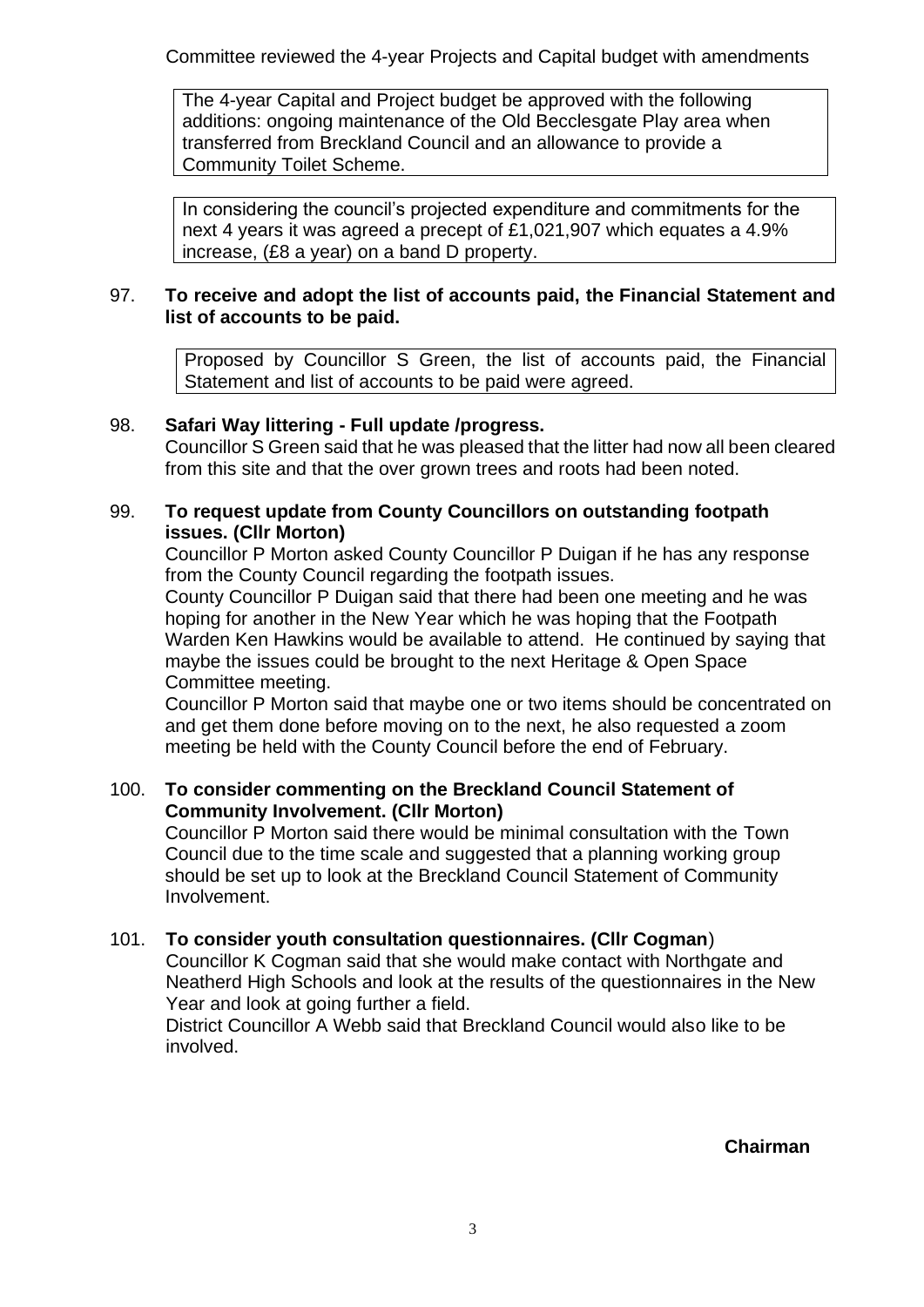Committee reviewed the 4-year Projects and Capital budget with amendments

> The 4-year Capital and Project budget be approved with the following additions: ongoing maintenance of the Old Becclesgate Play area when transferred from Breckland Council and an allowance to provide a Community Toilet Scheme.

> In considering the council's projected expenditure and commitments for the next 4 years it was agreed a precept of £1,021,907 which equates a 4.9% increase, (£8 a year) on a band D property.

**97. To receive and adopt the list of accounts paid, the Financial Statement and list of accounts to be paid.**

> Proposed by Councillor S Green, the list of accounts paid, the Financial Statement and list of accounts to be paid were agreed.

**98. Safari Way littering - Full update /progress.**

Councillor S Green said that he was pleased that the litter had now all been cleared from this site and that the over grown trees and roots had been noted.

**99. To request update from County Councillors on outstanding footpath issues. (Cllr Morton)**

Councillor P Morton asked County Councillor P Duigan if he has any response from the County Council regarding the footpath issues.

County Councillor P Duigan said that there had been one meeting and he was hoping for another in the New Year which he was hoping that the Footpath Warden Ken Hawkins would be available to attend. He continued by saying that maybe the issues could be brought to the next Heritage & Open Space Committee meeting.

Councillor P Morton said that maybe one or two items should be concentrated on and get them done before moving on to the next, he also requested a zoom meeting be held with the County Council before the end of February.

**100. To consider commenting on the Breckland Council Statement of Community Involvement. (Cllr Morton)**

Councillor P Morton said there would be minimal consultation with the Town Council due to the time scale and suggested that a planning working group should be set up to look at the Breckland Council Statement of Community Involvement.

**101. To consider youth consultation questionnaires. (Cllr Cogman)**

Councillor K Cogman said that she would make contact with Northgate and Neatherd High Schools and look at the results of the questionnaires in the New Year and look at going further a field.

District Councillor A Webb said that Breckland Council would also like to be involved.

**Chairman**